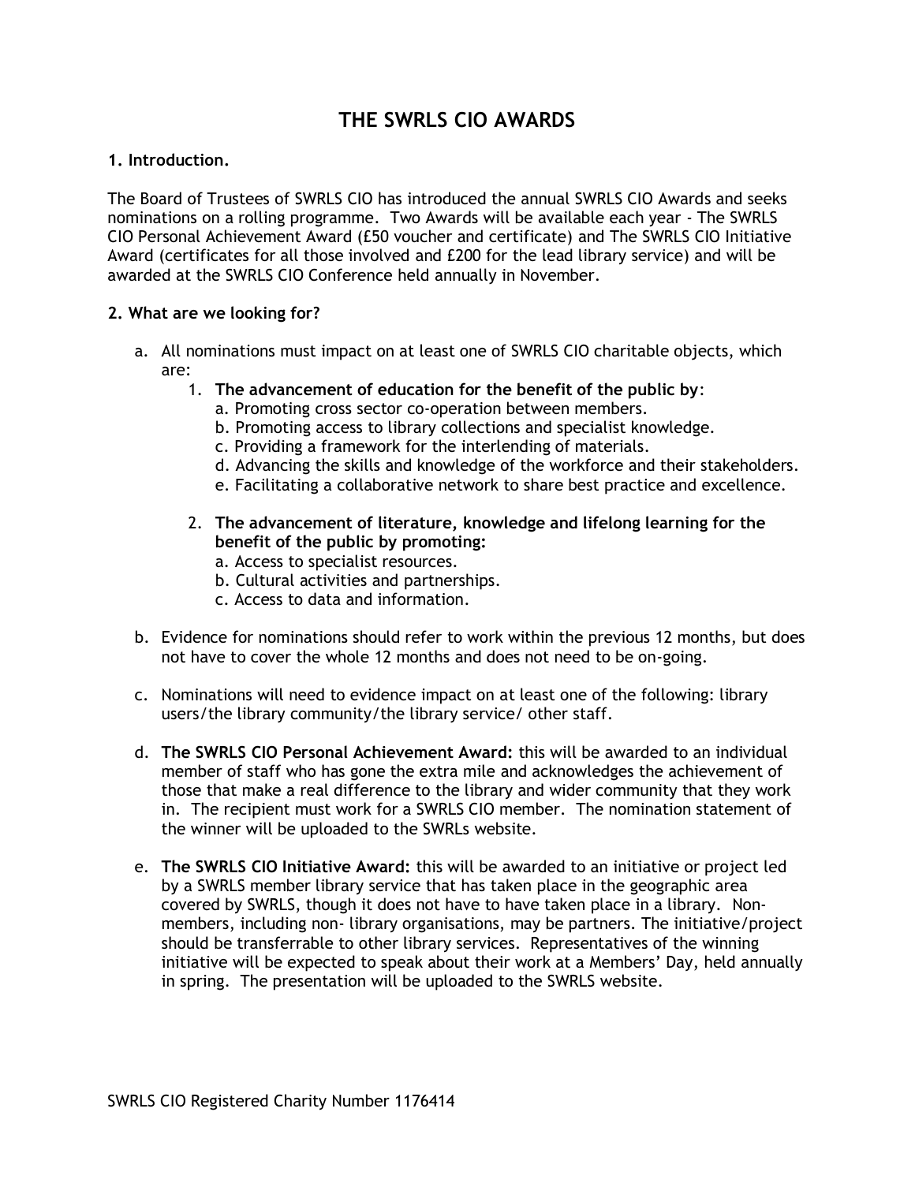# THE SWRLS CIO AWARDS

## 1. Introduction.

The Board of Trustees of SWRLS CIO has introduced the annual SWRLS CIO Awards and seeks nominations on a rolling programme. Two Awards will be available each year - The SWRLS CIO Personal Achievement Award (£50 voucher and certificate) and The SWRLS CIO Initiative Award (certificates for all those involved and £200 for the lead library service) and will be awarded at the SWRLS CIO Conference held annually in November.

## 2. What are we looking for?

a. All nominations must impact on at least one of SWRLS CIO charitable objects, which are:

   1. **The advancement of education for the benefit of the public by**:
      a. Promoting cross sector co-operation between members.
      b. Promoting access to library collections and specialist knowledge.
      c. Providing a framework for the interlending of materials.
      d. Advancing the skills and knowledge of the workforce and their stakeholders.
      e. Facilitating a collaborative network to share best practice and excellence.

   2. **The advancement of literature, knowledge and lifelong learning for the benefit of the public by promoting:**
      a. Access to specialist resources.
      b. Cultural activities and partnerships.
      c. Access to data and information.

b. Evidence for nominations should refer to work within the previous 12 months, but does not have to cover the whole 12 months and does not need to be on-going.

c. Nominations will need to evidence impact on at least one of the following: library users/the library community/the library service/ other staff.

d. **The SWRLS CIO Personal Achievement Award:** this will be awarded to an individual member of staff who has gone the extra mile and acknowledges the achievement of those that make a real difference to the library and wider community that they work in. The recipient must work for a SWRLS CIO member. The nomination statement of the winner will be uploaded to the SWRLs website.

e. **The SWRLS CIO Initiative Award:** this will be awarded to an initiative or project led by a SWRLS member library service that has taken place in the geographic area covered by SWRLS, though it does not have to have taken place in a library. Non-members, including non- library organisations, may be partners. The initiative/project should be transferrable to other library services. Representatives of the winning initiative will be expected to speak about their work at a Members' Day, held annually in spring. The presentation will be uploaded to the SWRLS website.

SWRLS CIO Registered Charity Number 1176414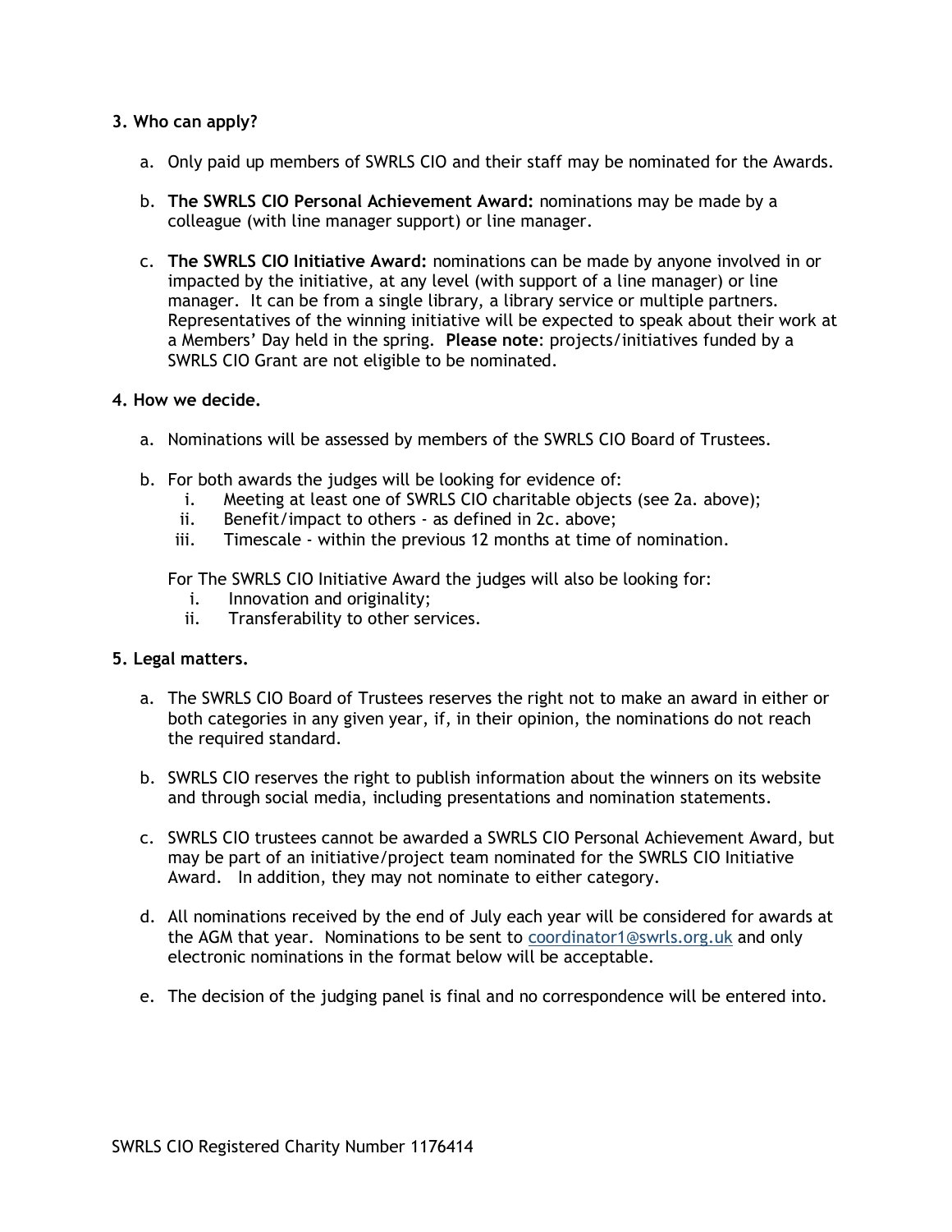**3. Who can apply?**

a. Only paid up members of SWRLS CIO and their staff may be nominated for the Awards.

b. **The SWRLS CIO Personal Achievement Award:** nominations may be made by a colleague (with line manager support) or line manager.

c. **The SWRLS CIO Initiative Award:** nominations can be made by anyone involved in or impacted by the initiative, at any level (with support of a line manager) or line manager. It can be from a single library, a library service or multiple partners. Representatives of the winning initiative will be expected to speak about their work at a Members' Day held in the spring. **Please note**: projects/initiatives funded by a SWRLS CIO Grant are not eligible to be nominated.

**4. How we decide.**

a. Nominations will be assessed by members of the SWRLS CIO Board of Trustees.

b. For both awards the judges will be looking for evidence of:
   i. Meeting at least one of SWRLS CIO charitable objects (see 2a. above);
   ii. Benefit/impact to others - as defined in 2c. above;
   iii. Timescale - within the previous 12 months at time of nomination.

   For The SWRLS CIO Initiative Award the judges will also be looking for:
   i. Innovation and originality;
   ii. Transferability to other services.

**5. Legal matters.**

a. The SWRLS CIO Board of Trustees reserves the right not to make an award in either or both categories in any given year, if, in their opinion, the nominations do not reach the required standard.

b. SWRLS CIO reserves the right to publish information about the winners on its website and through social media, including presentations and nomination statements.

c. SWRLS CIO trustees cannot be awarded a SWRLS CIO Personal Achievement Award, but may be part of an initiative/project team nominated for the SWRLS CIO Initiative Award. In addition, they may not nominate to either category.

d. All nominations received by the end of July each year will be considered for awards at the AGM that year. Nominations to be sent to coordinator1@swrls.org.uk and only electronic nominations in the format below will be acceptable.

e. The decision of the judging panel is final and no correspondence will be entered into.

SWRLS CIO Registered Charity Number 1176414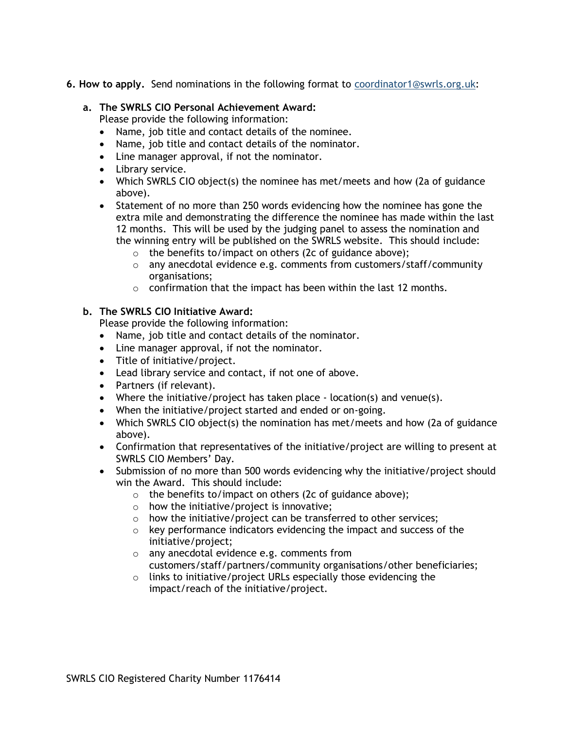**6. How to apply.** Send nominations in the following format to coordinator1@swrls.org.uk:

**a. The SWRLS CIO Personal Achievement Award:**

Please provide the following information:

- Name, job title and contact details of the nominee.
- Name, job title and contact details of the nominator.
- Line manager approval, if not the nominator.
- Library service.
- Which SWRLS CIO object(s) the nominee has met/meets and how (2a of guidance above).
- Statement of no more than 250 words evidencing how the nominee has gone the extra mile and demonstrating the difference the nominee has made within the last 12 months. This will be used by the judging panel to assess the nomination and the winning entry will be published on the SWRLS website. This should include:
  - the benefits to/impact on others (2c of guidance above);
  - any anecdotal evidence e.g. comments from customers/staff/community organisations;
  - confirmation that the impact has been within the last 12 months.

**b. The SWRLS CIO Initiative Award:**

Please provide the following information:

- Name, job title and contact details of the nominator.
- Line manager approval, if not the nominator.
- Title of initiative/project.
- Lead library service and contact, if not one of above.
- Partners (if relevant).
- Where the initiative/project has taken place - location(s) and venue(s).
- When the initiative/project started and ended or on-going.
- Which SWRLS CIO object(s) the nomination has met/meets and how (2a of guidance above).
- Confirmation that representatives of the initiative/project are willing to present at SWRLS CIO Members' Day.
- Submission of no more than 500 words evidencing why the initiative/project should win the Award. This should include:
  - the benefits to/impact on others (2c of guidance above);
  - how the initiative/project is innovative;
  - how the initiative/project can be transferred to other services;
  - key performance indicators evidencing the impact and success of the initiative/project;
  - any anecdotal evidence e.g. comments from customers/staff/partners/community organisations/other beneficiaries;
  - links to initiative/project URLs especially those evidencing the impact/reach of the initiative/project.

SWRLS CIO Registered Charity Number 1176414